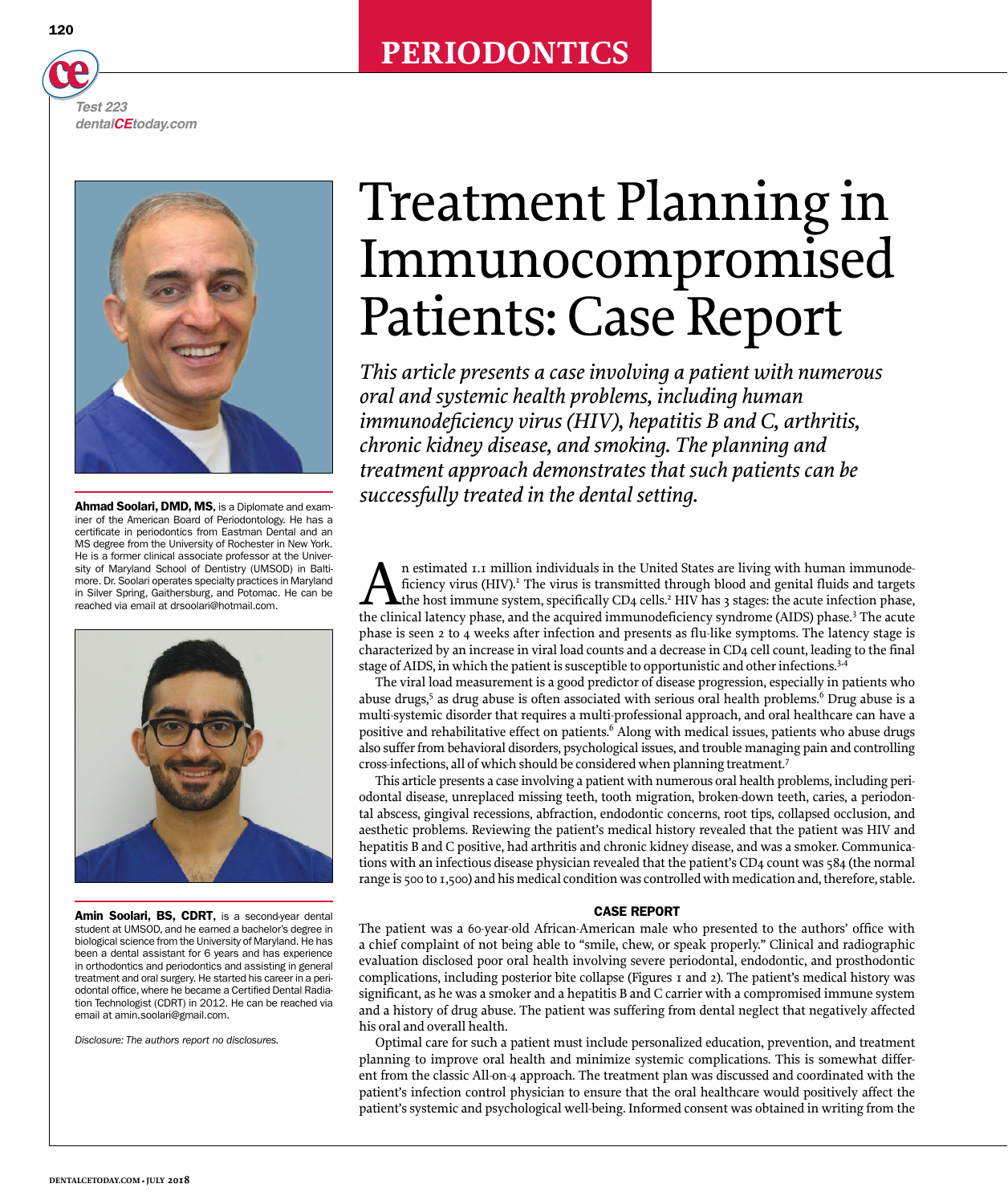PERIODONTICS

Test 223
dentalCEtoday.com

# Treatment Planning in Immunocompromised Patients: Case Report

*This article presents a case involving a patient with numerous oral and systemic health problems, including human immunodeficiency virus (HIV), hepatitis B and C, arthritis, chronic kidney disease, and smoking. The planning and treatment approach demonstrates that such patients can be successfully treated in the dental setting.*

**Ahmad Soolari, DMD, MS,** is a Diplomate and examiner of the American Board of Periodontology. He has a certificate in periodontics from Eastman Dental and an MS degree from the University of Rochester in New York. He is a former clinical associate professor at the University of Maryland School of Dentistry (UMSOD) in Baltimore. Dr. Soolari operates specialty practices in Maryland in Silver Spring, Gaithersburg, and Potomac. He can be reached via email at drsoolari@hotmail.com.

**Amin Soolari, BS, CDRT,** is a second-year dental student at UMSOD, and he earned a bachelor's degree in biological science from the University of Maryland. He has been a dental assistant for 6 years and has experience in orthodontics and periodontics and assisting in general treatment and oral surgery. He started his career in a periodontal office, where he became a Certified Dental Radiation Technologist (CDRT) in 2012. He can be reached via email at amin.soolari@gmail.com.

*Disclosure: The authors report no disclosures.*

An estimated 1.1 million individuals in the United States are living with human immunodeficiency virus (HIV).[1] The virus is transmitted through blood and genital fluids and targets the host immune system, specifically CD4 cells.[2] HIV has 3 stages: the acute infection phase, the clinical latency phase, and the acquired immunodeficiency syndrome (AIDS) phase.[3] The acute phase is seen 2 to 4 weeks after infection and presents as flu-like symptoms. The latency stage is characterized by an increase in viral load counts and a decrease in CD4 cell count, leading to the final stage of AIDS, in which the patient is susceptible to opportunistic and other infections.[3,4]

The viral load measurement is a good predictor of disease progression, especially in patients who abuse drugs,[5] as drug abuse is often associated with serious oral health problems.[6] Drug abuse is a multi-systemic disorder that requires a multi-professional approach, and oral healthcare can have a positive and rehabilitative effect on patients.[6] Along with medical issues, patients who abuse drugs also suffer from behavioral disorders, psychological issues, and trouble managing pain and controlling cross-infections, all of which should be considered when planning treatment.[7]

This article presents a case involving a patient with numerous oral health problems, including periodontal disease, unreplaced missing teeth, tooth migration, broken-down teeth, caries, a periodontal abscess, gingival recessions, abfraction, endodontic concerns, root tips, collapsed occlusion, and aesthetic problems. Reviewing the patient's medical history revealed that the patient was HIV and hepatitis B and C positive, had arthritis and chronic kidney disease, and was a smoker. Communications with an infectious disease physician revealed that the patient's CD4 count was 584 (the normal range is 500 to 1,500) and his medical condition was controlled with medication and, therefore, stable.

## CASE REPORT

The patient was a 60-year-old African-American male who presented to the authors' office with a chief complaint of not being able to "smile, chew, or speak properly." Clinical and radiographic evaluation disclosed poor oral health involving severe periodontal, endodontic, and prosthodontic complications, including posterior bite collapse (Figures 1 and 2). The patient's medical history was significant, as he was a smoker and a hepatitis B and C carrier with a compromised immune system and a history of drug abuse. The patient was suffering from dental neglect that negatively affected his oral and overall health.

Optimal care for such a patient must include personalized education, prevention, and treatment planning to improve oral health and minimize systemic complications. This is somewhat different from the classic All-on-4 approach. The treatment plan was discussed and coordinated with the patient's infection control physician to ensure that the oral healthcare would positively affect the patient's systemic and psychological well-being. Informed consent was obtained in writing from the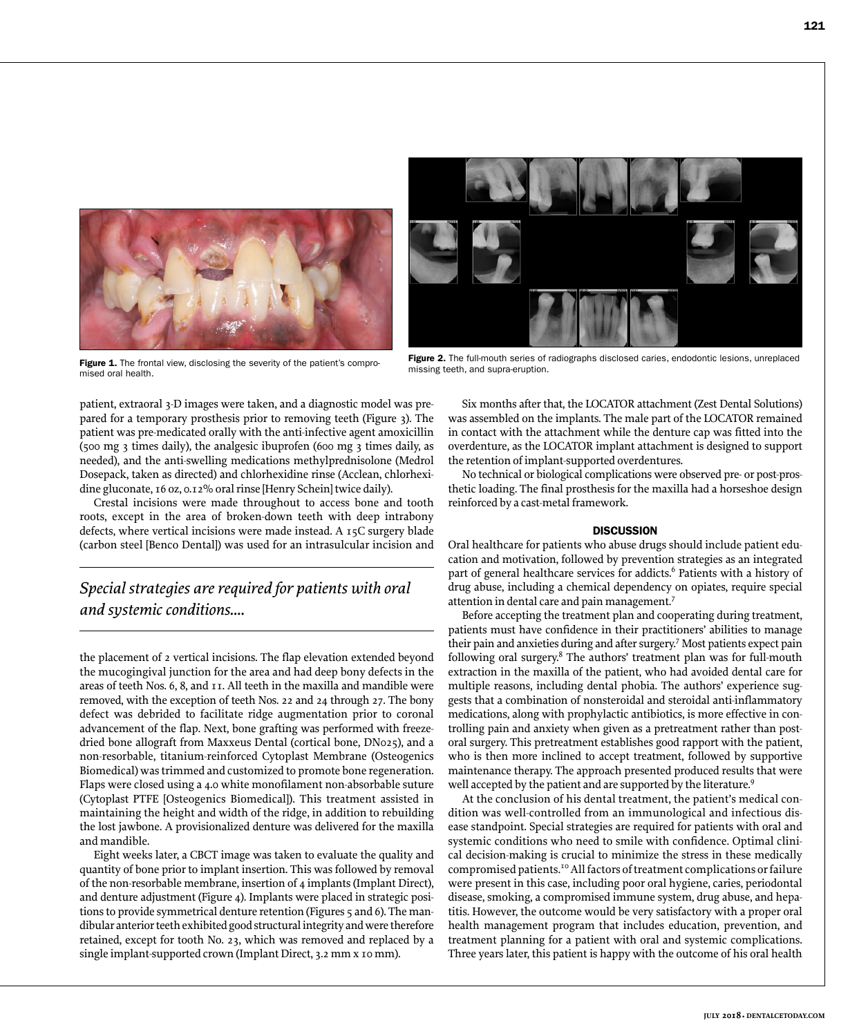Figure 1. The frontal view, disclosing the severity of the patient's compromised oral health.

Figure 2. The full-mouth series of radiographs disclosed caries, endodontic lesions, unreplaced missing teeth, and supra-eruption.

patient, extraoral 3-D images were taken, and a diagnostic model was prepared for a temporary prosthesis prior to removing teeth (Figure 3). The patient was pre-medicated orally with the anti-infective agent amoxicillin (500 mg 3 times daily), the analgesic ibuprofen (600 mg 3 times daily, as needed), and the anti-swelling medications methylprednisolone (Medrol Dosepack, taken as directed) and chlorhexidine rinse (Acclean, chlorhexidine gluconate, 16 oz, 0.12% oral rinse [Henry Schein] twice daily).

Crestal incisions were made throughout to access bone and tooth roots, except in the area of broken-down teeth with deep intrabony defects, where vertical incisions were made instead. A 15C surgery blade (carbon steel [Benco Dental]) was used for an intrasulcular incision and the placement of 2 vertical incisions. The flap elevation extended beyond the mucogingival junction for the area and had deep bony defects in the areas of teeth Nos. 6, 8, and 11. All teeth in the maxilla and mandible were removed, with the exception of teeth Nos. 22 and 24 through 27. The bony defect was debrided to facilitate ridge augmentation prior to coronal advancement of the flap. Next, bone grafting was performed with freeze-dried bone allograft from Maxxeus Dental (cortical bone, DN025), and a non-resorbable, titanium-reinforced Cytoplast Membrane (Osteogenics Biomedical) was trimmed and customized to promote bone regeneration. Flaps were closed using a 4.0 white monofilament non-absorbable suture (Cytoplast PTFE [Osteogenics Biomedical]). This treatment assisted in maintaining the height and width of the ridge, in addition to rebuilding the lost jawbone. A provisionalized denture was delivered for the maxilla and mandible.

*Special strategies are required for patients with oral and systemic conditions....*

Eight weeks later, a CBCT image was taken to evaluate the quality and quantity of bone prior to implant insertion. This was followed by removal of the non-resorbable membrane, insertion of 4 implants (Implant Direct), and denture adjustment (Figure 4). Implants were placed in strategic positions to provide symmetrical denture retention (Figures 5 and 6). The mandibular anterior teeth exhibited good structural integrity and were therefore retained, except for tooth No. 23, which was removed and replaced by a single implant-supported crown (Implant Direct, 3.2 mm x 10 mm).

Six months after that, the LOCATOR attachment (Zest Dental Solutions) was assembled on the implants. The male part of the LOCATOR remained in contact with the attachment while the denture cap was fitted into the overdenture, as the LOCATOR implant attachment is designed to support the retention of implant-supported overdentures.

No technical or biological complications were observed pre- or post-prosthetic loading. The final prosthesis for the maxilla had a horseshoe design reinforced by a cast-metal framework.

## DISCUSSION

Oral healthcare for patients who abuse drugs should include patient education and motivation, followed by prevention strategies as an integrated part of general healthcare services for addicts.[6] Patients with a history of drug abuse, including a chemical dependency on opiates, require special attention in dental care and pain management.[7]

Before accepting the treatment plan and cooperating during treatment, patients must have confidence in their practitioners' abilities to manage their pain and anxieties during and after surgery.[7] Most patients expect pain following oral surgery.[8] The authors' treatment plan was for full-mouth extraction in the maxilla of the patient, who had avoided dental care for multiple reasons, including dental phobia. The authors' experience suggests that a combination of nonsteroidal and steroidal anti-inflammatory medications, along with prophylactic antibiotics, is more effective in controlling pain and anxiety when given as a pretreatment rather than post-oral surgery. This pretreatment establishes good rapport with the patient, who is then more inclined to accept treatment, followed by supportive maintenance therapy. The approach presented produced results that were well accepted by the patient and are supported by the literature.[9]

At the conclusion of his dental treatment, the patient's medical condition was well-controlled from an immunological and infectious disease standpoint. Special strategies are required for patients with oral and systemic conditions who need to smile with confidence. Optimal clinical decision-making is crucial to minimize the stress in these medically compromised patients.[10] All factors of treatment complications or failure were present in this case, including poor oral hygiene, caries, periodontal disease, smoking, a compromised immune system, drug abuse, and hepatitis. However, the outcome would be very satisfactory with a proper oral health management program that includes education, prevention, and treatment planning for a patient with oral and systemic complications. Three years later, this patient is happy with the outcome of his oral health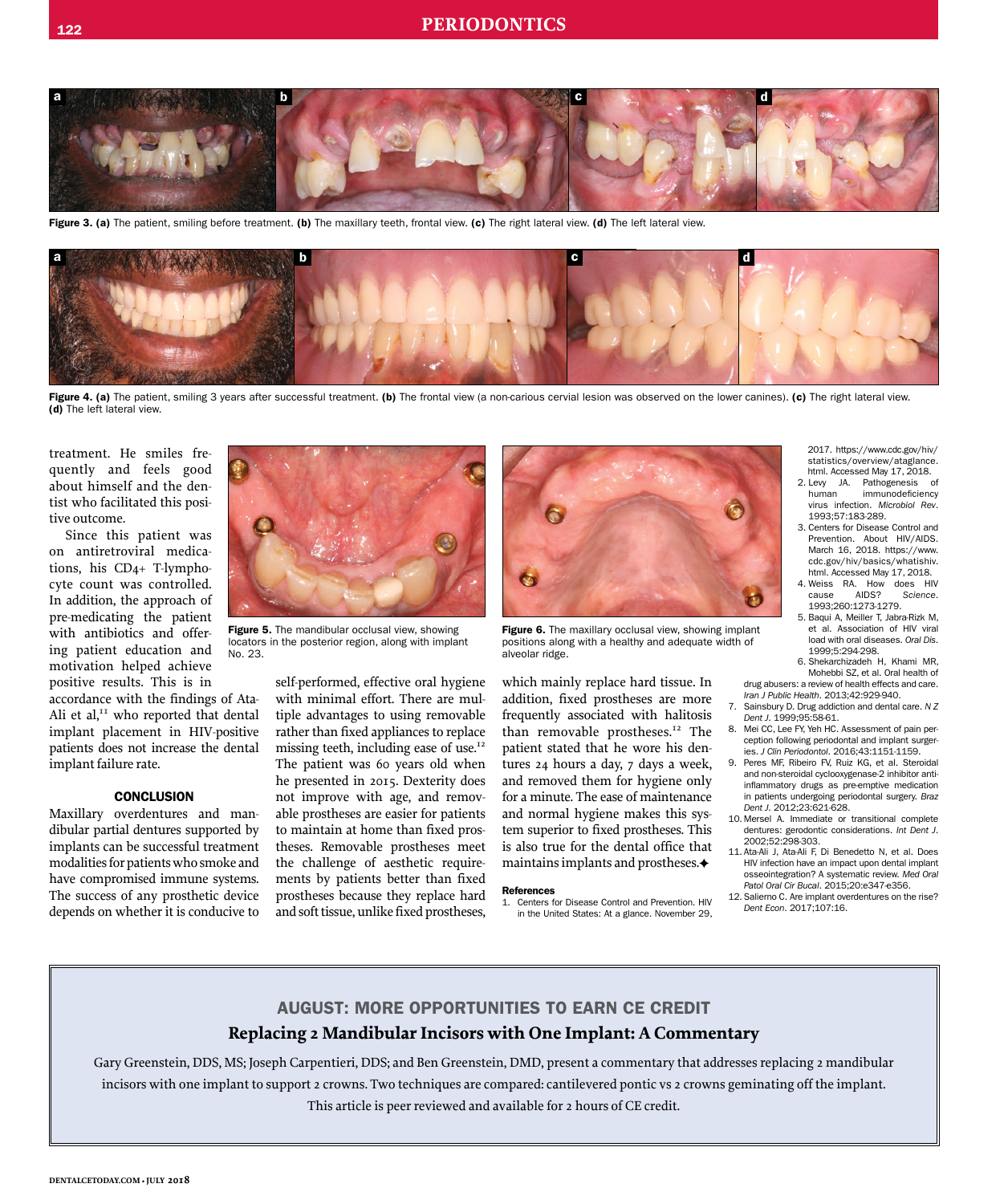Figure 3. (a) The patient, smiling before treatment. (b) The maxillary teeth, frontal view. (c) The right lateral view. (d) The left lateral view.

Figure 4. (a) The patient, smiling 3 years after successful treatment. (b) The frontal view (a non-carious cervial lesion was observed on the lower canines). (c) The right lateral view. (d) The left lateral view.

treatment. He smiles frequently and feels good about himself and the dentist who facilitated this positive outcome.

Since this patient was on antiretroviral medications, his CD4+ T-lymphocyte count was controlled. In addition, the approach of pre-medicating the patient with antibiotics and offering patient education and motivation helped achieve positive results. This is in accordance with the findings of Ata-Ali et al,[11] who reported that dental implant placement in HIV-positive patients does not increase the dental implant failure rate.

Figure 5. The mandibular occlusal view, showing locators in the posterior region, along with implant No. 23.

Figure 6. The maxillary occlusal view, showing implant positions along with a healthy and adequate width of alveolar ridge.

## CONCLUSION

Maxillary overdentures and mandibular partial dentures supported by implants can be successful treatment modalities for patients who smoke and have compromised immune systems. The success of any prosthetic device depends on whether it is conducive to self-performed, effective oral hygiene with minimal effort. There are multiple advantages to using removable rather than fixed appliances to replace missing teeth, including ease of use.[12] The patient was 60 years old when he presented in 2015. Dexterity does not improve with age, and removable prostheses are easier for patients to maintain at home than fixed prostheses. Removable prostheses meet the challenge of aesthetic requirements by patients better than fixed prostheses because they replace hard and soft tissue, unlike fixed prostheses, which mainly replace hard tissue. In addition, fixed prostheses are more frequently associated with halitosis than removable prostheses.[12] The patient stated that he wore his dentures 24 hours a day, 7 days a week, and removed them for hygiene only for a minute. The ease of maintenance and normal hygiene makes this system superior to fixed prostheses. This is also true for the dental office that maintains implants and prostheses.✦

### References

1. Centers for Disease Control and Prevention. HIV in the United States: At a glance. November 29, 2017. https://www.cdc.gov/hiv/statistics/overview/ataglance.html. Accessed May 17, 2018.
2. Levy JA. Pathogenesis of human immunodeficiency virus infection. *Microbiol Rev*. 1993;57:183-289.
3. Centers for Disease Control and Prevention. About HIV/AIDS. March 16, 2018. https://www.cdc.gov/hiv/basics/whatishiv.html. Accessed May 17, 2018.
4. Weiss RA. How does HIV cause AIDS? *Science*. 1993;260:1273-1279.
5. Baqui A, Meiller T, Jabra-Rizk M, et al. Association of HIV viral load with oral diseases. *Oral Dis*. 1999;5:294-298.
6. Shekarchizadeh H, Khami MR, Mohebbi SZ, et al. Oral health of drug abusers: a review of health effects and care. *Iran J Public Health*. 2013;42:929-940.
7. Sainsbury D. Drug addiction and dental care. *N Z Dent J*. 1999;95:58-61.
8. Mei CC, Lee FY, Yeh HC. Assessment of pain perception following periodontal and implant surgeries. *J Clin Periodontol*. 2016;43:1151-1159.
9. Peres MF, Ribeiro FV, Ruiz KG, et al. Steroidal and non-steroidal cyclooxygenase-2 inhibitor anti-inflammatory drugs as pre-emptive medication in patients undergoing periodontal surgery. *Braz Dent J*. 2012;23:621-628.
10. Mersel A. Immediate or transitional complete dentures: gerodontic considerations. *Int Dent J*. 2002;52:298-303.
11. Ata-Ali J, Ata-Ali F, Di Benedetto N, et al. Does HIV infection have an impact upon dental implant osseointegration? A systematic review. *Med Oral Patol Oral Cir Bucal*. 2015;20:e347-e356.
12. Salierno C. Are implant overdentures on the rise? *Dent Econ*. 2017;107:16.

---

**AUGUST: MORE OPPORTUNITIES TO EARN CE CREDIT**

**Replacing 2 Mandibular Incisors with One Implant: A Commentary**

Gary Greenstein, DDS, MS; Joseph Carpentieri, DDS; and Ben Greenstein, DMD, present a commentary that addresses replacing 2 mandibular incisors with one implant to support 2 crowns. Two techniques are compared: cantilevered pontic vs 2 crowns geminating off the implant. This article is peer reviewed and available for 2 hours of CE credit.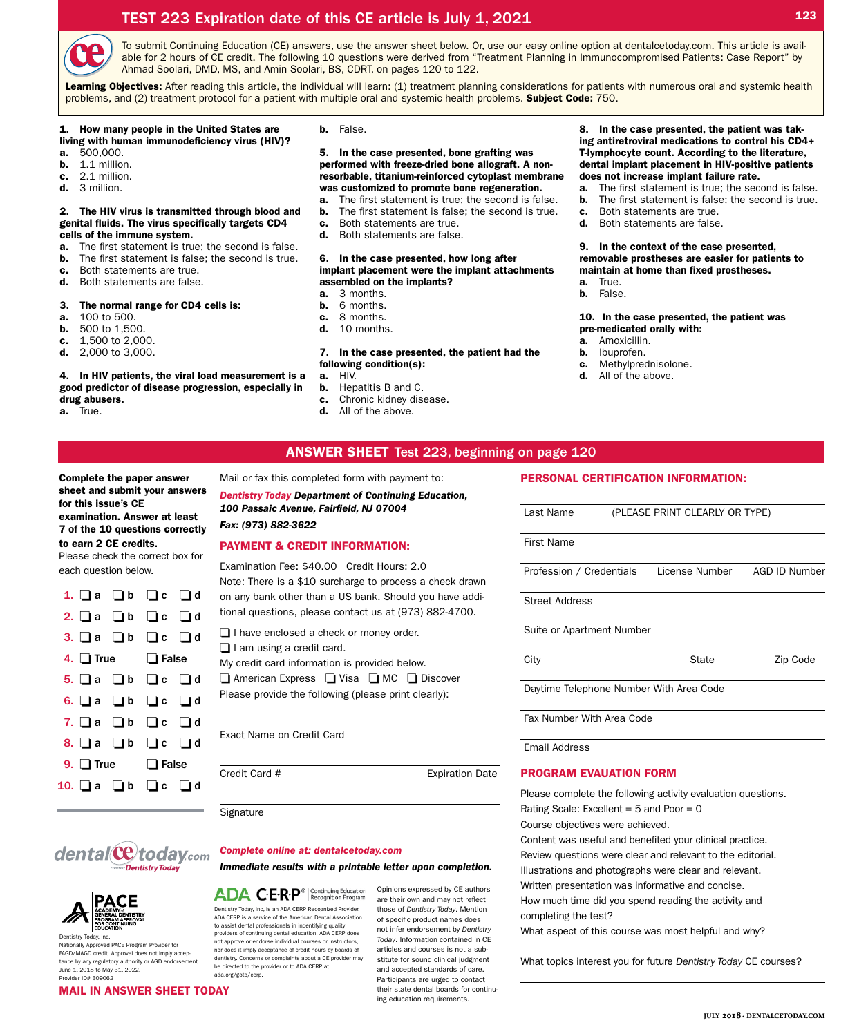# TEST 223 Expiration date of this CE article is July 1, 2021

To submit Continuing Education (CE) answers, use the answer sheet below. Or, use our easy online option at dentalcetoday.com. This article is available for 2 hours of CE credit. The following 10 questions were derived from "Treatment Planning in Immunocompromised Patients: Case Report" by Ahmad Soolari, DMD, MS, and Amin Soolari, BS, CDRT, on pages 120 to 122.

**Learning Objectives:** After reading this article, the individual will learn: (1) treatment planning considerations for patients with numerous oral and systemic health problems, and (2) treatment protocol for a patient with multiple oral and systemic health problems. **Subject Code:** 750.

**1. How many people in the United States are living with human immunodeficiency virus (HIV)?**
- **a.** 500,000.
- **b.** 1.1 million.
- **c.** 2.1 million.
- **d.** 3 million.

**2. The HIV virus is transmitted through blood and genital fluids. The virus specifically targets CD4 cells of the immune system.**
- **a.** The first statement is true; the second is false.
- **b.** The first statement is false; the second is true.
- **c.** Both statements are true.
- **d.** Both statements are false.

**3. The normal range for CD4 cells is:**
- **a.** 100 to 500.
- **b.** 500 to 1,500.
- **c.** 1,500 to 2,000.
- **d.** 2,000 to 3,000.

**4. In HIV patients, the viral load measurement is a good predictor of disease progression, especially in drug abusers.**
- **a.** True.
- **b.** False.

**5. In the case presented, bone grafting was performed with freeze-dried bone allograft. A non-resorbable, titanium-reinforced cytoplast membrane was customized to promote bone regeneration.**
- **a.** The first statement is true; the second is false.
- **b.** The first statement is false; the second is true.
- **c.** Both statements are true.
- **d.** Both statements are false.

**6. In the case presented, how long after implant placement were the implant attachments assembled on the implants?**
- **a.** 3 months.
- **b.** 6 months.
- **c.** 8 months.
- **d.** 10 months.

**7. In the case presented, the patient had the following condition(s):**
- **a.** HIV.
- **b.** Hepatitis B and C.
- **c.** Chronic kidney disease.
- **d.** All of the above.

**8. In the case presented, the patient was taking antiretroviral medications to control his CD4+ T-lymphocyte count. According to the literature, dental implant placement in HIV-positive patients does not increase implant failure rate.**
- **a.** The first statement is true; the second is false.
- **b.** The first statement is false; the second is true.
- **c.** Both statements are true.
- **d.** Both statements are false.

**9. In the context of the case presented, removable prostheses are easier for patients to maintain at home than fixed prostheses.**
- **a.** True.
- **b.** False.

**10. In the case presented, the patient was pre-medicated orally with:**
- **a.** Amoxicillin.
- **b.** Ibuprofen.
- **c.** Methylprednisolone.
- **d.** All of the above.

## ANSWER SHEET Test 223, beginning on page 120

**Complete the paper answer sheet and submit your answers for this issue's CE examination. Answer at least 7 of the 10 questions correctly to earn 2 CE credits.** Please check the correct box for each question below.

1. ❑ a ❑ b ❑ c ❑ d
2. ❑ a ❑ b ❑ c ❑ d
3. ❑ a ❑ b ❑ c ❑ d
4. ❑ True ❑ False
5. ❑ a ❑ b ❑ c ❑ d
6. ❑ a ❑ b ❑ c ❑ d
7. ❑ a ❑ b ❑ c ❑ d
8. ❑ a ❑ b ❑ c ❑ d
9. ❑ True ❑ False
10. ❑ a ❑ b ❑ c ❑ d

Mail or fax this completed form with payment to:

***Dentistry Today* Department of Continuing Education, 100 Passaic Avenue, Fairfield, NJ 07004**

***Fax: (973) 882-3622***

### PAYMENT & CREDIT INFORMATION:

Examination Fee: $40.00 Credit Hours: 2.0

Note: There is a $10 surcharge to process a check drawn on any bank other than a US bank. Should you have additional questions, please contact us at (973) 882-4700.

❑ I have enclosed a check or money order.
❑ I am using a credit card.

My credit card information is provided below.

❑ American Express ❑ Visa ❑ MC ❑ Discover

Please provide the following (please print clearly):

Exact Name on Credit Card

Credit Card # Expiration Date

Signature

***Complete online at: dentalcetoday.com***

***Immediate results with a printable letter upon completion.***

### PERSONAL CERTIFICATION INFORMATION:

Last Name (PLEASE PRINT CLEARLY OR TYPE)

First Name

Profession / Credentials License Number AGD ID Number

Street Address

Suite or Apartment Number

City State Zip Code

Daytime Telephone Number With Area Code

Fax Number With Area Code

Email Address

### PROGRAM EVAUATION FORM

Please complete the following activity evaluation questions.

Rating Scale: Excellent = 5 and Poor = 0

Course objectives were achieved.

Content was useful and benefited your clinical practice.

Review questions were clear and relevant to the editorial.

Illustrations and photographs were clear and relevant.

Written presentation was informative and concise.

How much time did you spend reading the activity and completing the test?

What aspect of this course was most helpful and why?

What topics interest you for future *Dentistry Today* CE courses?

dentalcetoday.com Powered by Dentistry Today

PACE Academy of General Dentistry Program Approval for Continuing Education

Dentistry Today, Inc.
Nationally Approved PACE Program Provider for FAGD/MAGD credit. Approval does not imply acceptance by any regulatory authority or AGD endorsement. June 1, 2018 to May 31, 2022.
Provider ID# 309062

ADA C·E·R·P® Continuing Education Recognition Program

Dentistry Today, Inc. is an ADA CERP Recognized Provider. ADA CERP is a service of the American Dental Association to assist dental professionals in indentifying quality providers of continuing dental education. ADA CERP does not approve or endorse individual courses or instructors, nor does it imply acceptance of credit hours by boards of dentistry. Concerns or complaints about a CE provider may be directed to the provider or to ADA CERP at ada.org/goto/cerp.

Opinions expressed by CE authors are their own and may not reflect those of *Dentistry Today*. Mention of specific product names does not infer endorsement by *Dentistry Today*. Information contained in CE articles and courses is not a substitute for sound clinical judgment and accepted standards of care. Participants are urged to contact their state dental boards for continuing education requirements.

**MAIL IN ANSWER SHEET TODAY**